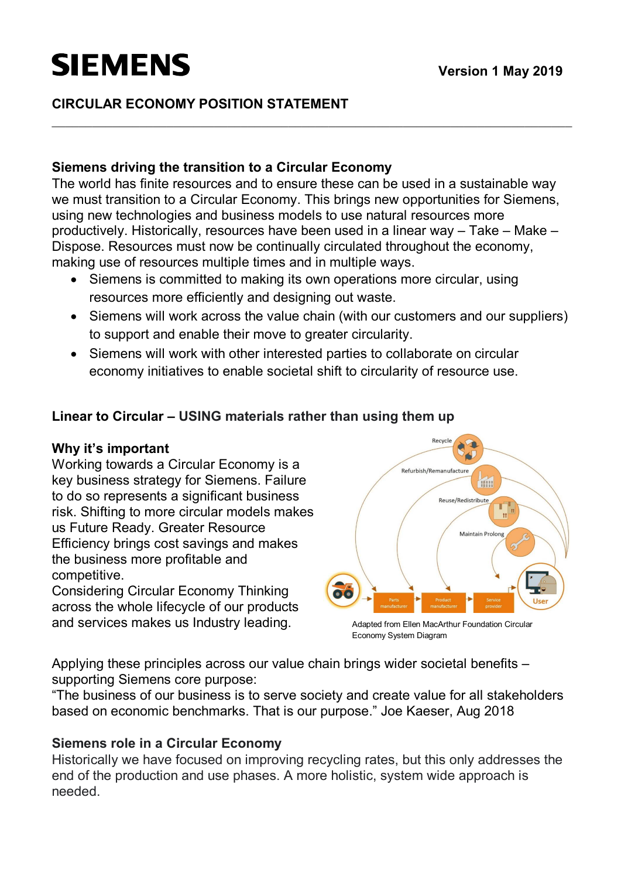# SIEMENS

**Version 1 May 2019**

**CIRCULAR ECONOMY POSITION STATEMENT**

---

### Siemens driving the transition to a Circular Economy

The world has finite resources and to ensure these can be used in a sustainable way we must transition to a Circular Economy. This brings new opportunities for Siemens, using new technologies and business models to use natural resources more productively. Historically, resources have been used in a linear way – Take – Make – Dispose. Resources must now be continually circulated throughout the economy, making use of resources multiple times and in multiple ways.

- Siemens is committed to making its own operations more circular, using resources more efficiently and designing out waste.
- Siemens will work across the value chain (with our customers and our suppliers) to support and enable their move to greater circularity.
- Siemens will work with other interested parties to collaborate on circular economy initiatives to enable societal shift to circularity of resource use.

### Linear to Circular – USING materials rather than using them up

### Why it's important

Working towards a Circular Economy is a key business strategy for Siemens. Failure to do so represents a significant business risk. Shifting to more circular models makes us Future Ready. Greater Resource Efficiency brings cost savings and makes the business more profitable and competitive.

Considering Circular Economy Thinking across the whole lifecycle of our products and services makes us Industry leading.

Adapted from Ellen MacArthur Foundation Circular Economy System Diagram

Applying these principles across our value chain brings wider societal benefits – supporting Siemens core purpose:

"The business of our business is to serve society and create value for all stakeholders based on economic benchmarks. That is our purpose." Joe Kaeser, Aug 2018

### Siemens role in a Circular Economy

Historically we have focused on improving recycling rates, but this only addresses the end of the production and use phases. A more holistic, system wide approach is needed.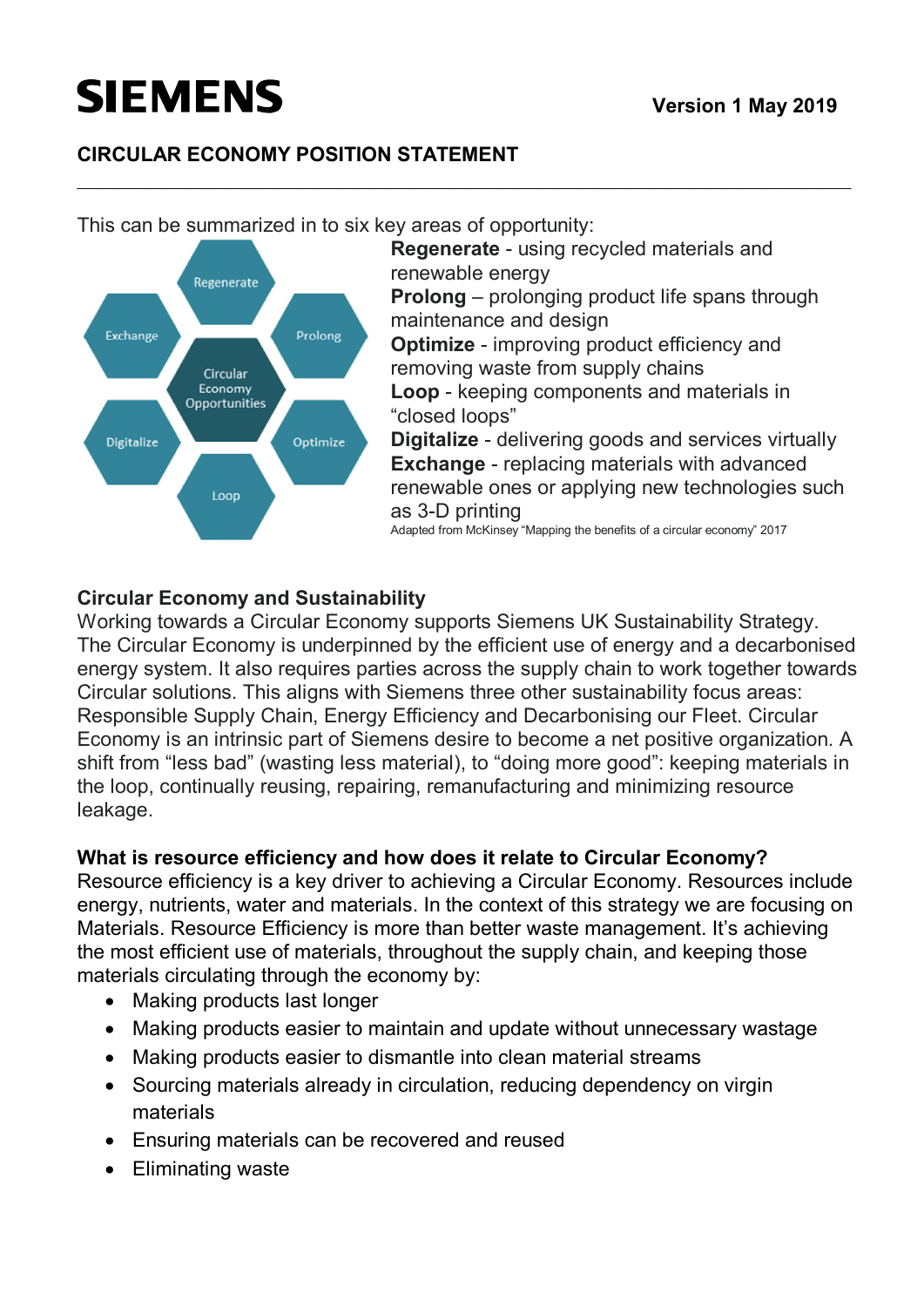This can be summarized in to six key areas of opportunity:

**Regenerate** - using recycled materials and renewable energy
**Prolong** – prolonging product life spans through maintenance and design
**Optimize** - improving product efficiency and removing waste from supply chains
**Loop** - keeping components and materials in "closed loops"
**Digitalize** - delivering goods and services virtually
**Exchange** - replacing materials with advanced renewable ones or applying new technologies such as 3-D printing

Adapted from McKinsey "Mapping the benefits of a circular economy" 2017

### Circular Economy and Sustainability

Working towards a Circular Economy supports Siemens UK Sustainability Strategy. The Circular Economy is underpinned by the efficient use of energy and a decarbonised energy system. It also requires parties across the supply chain to work together towards Circular solutions. This aligns with Siemens three other sustainability focus areas: Responsible Supply Chain, Energy Efficiency and Decarbonising our Fleet. Circular Economy is an intrinsic part of Siemens desire to become a net positive organization. A shift from "less bad" (wasting less material), to "doing more good": keeping materials in the loop, continually reusing, repairing, remanufacturing and minimizing resource leakage.

### What is resource efficiency and how does it relate to Circular Economy?

Resource efficiency is a key driver to achieving a Circular Economy. Resources include energy, nutrients, water and materials. In the context of this strategy we are focusing on Materials. Resource Efficiency is more than better waste management. It's achieving the most efficient use of materials, throughout the supply chain, and keeping those materials circulating through the economy by:

- Making products last longer
- Making products easier to maintain and update without unnecessary wastage
- Making products easier to dismantle into clean material streams
- Sourcing materials already in circulation, reducing dependency on virgin materials
- Ensuring materials can be recovered and reused
- Eliminating waste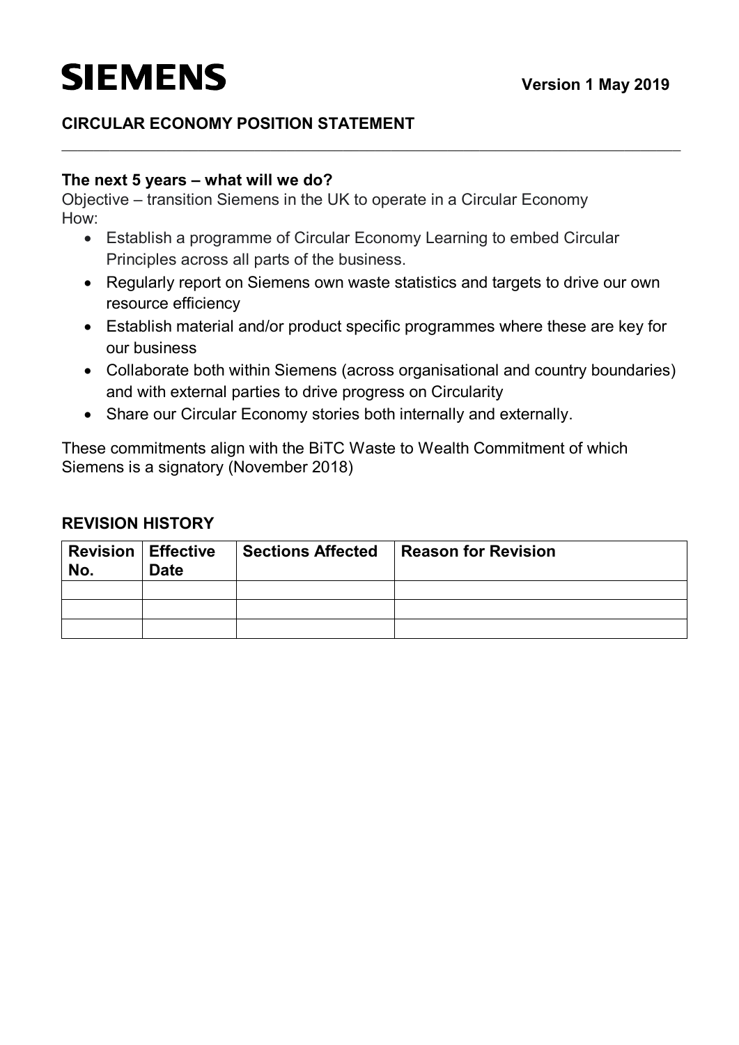# SIEMENS

**Version 1 May 2019**

**CIRCULAR ECONOMY POSITION STATEMENT**

---

### The next 5 years – what will we do?

Objective – transition Siemens in the UK to operate in a Circular Economy
How:

- Establish a programme of Circular Economy Learning to embed Circular Principles across all parts of the business.
- Regularly report on Siemens own waste statistics and targets to drive our own resource efficiency
- Establish material and/or product specific programmes where these are key for our business
- Collaborate both within Siemens (across organisational and country boundaries) and with external parties to drive progress on Circularity
- Share our Circular Economy stories both internally and externally.

These commitments align with the BiTC Waste to Wealth Commitment of which Siemens is a signatory (November 2018)

### REVISION HISTORY

| Revision No. | Effective Date | Sections Affected | Reason for Revision |
|---|---|---|---|
| | | | |
| | | | |
| | | | |